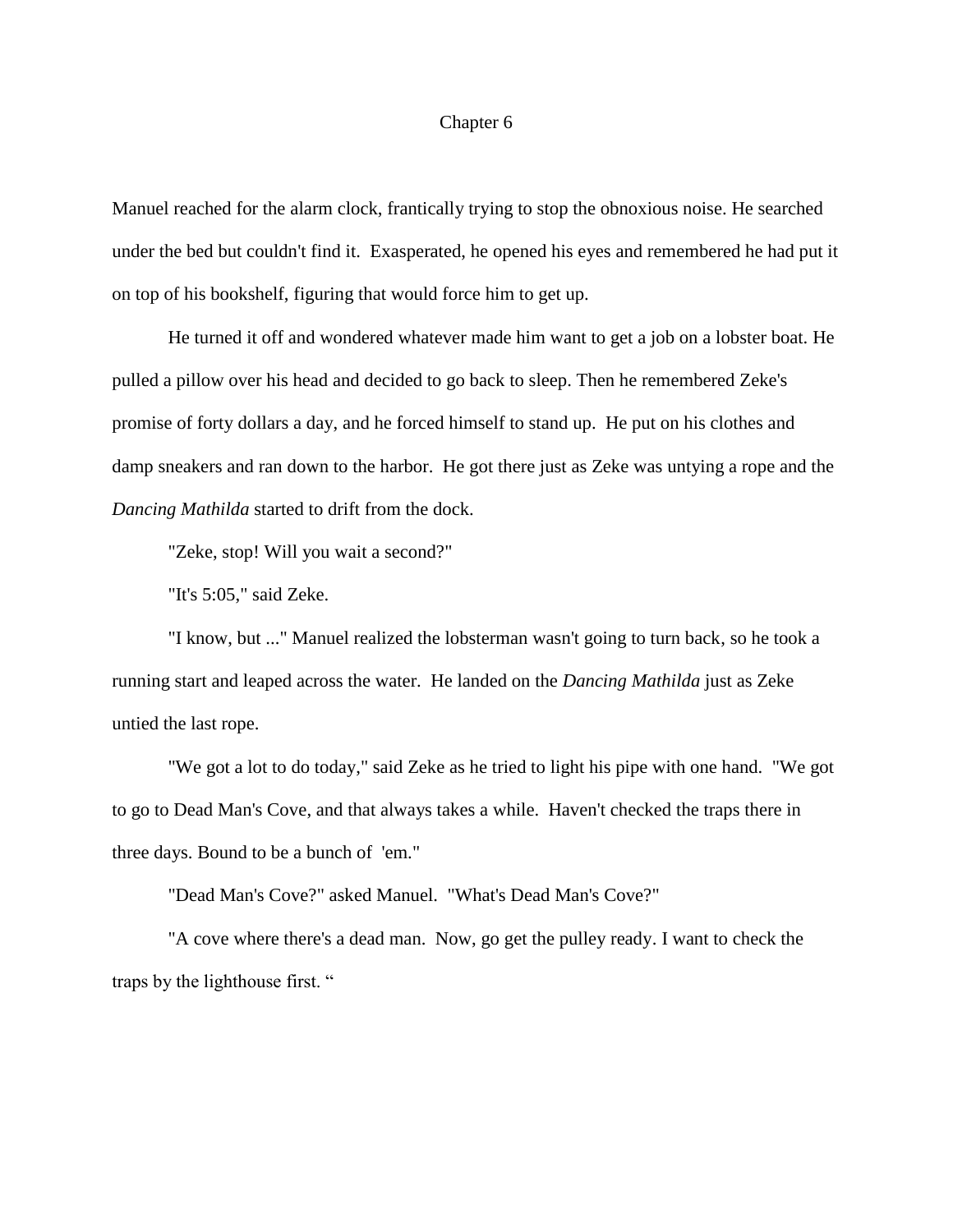# Chapter 6

Manuel reached for the alarm clock, frantically trying to stop the obnoxious noise. He searched under the bed but couldn't find it. Exasperated, he opened his eyes and remembered he had put it on top of his bookshelf, figuring that would force him to get up.

He turned it off and wondered whatever made him want to get a job on a lobster boat. He pulled a pillow over his head and decided to go back to sleep. Then he remembered Zeke's promise of forty dollars a day, and he forced himself to stand up. He put on his clothes and damp sneakers and ran down to the harbor. He got there just as Zeke was untying a rope and the *Dancing Mathilda* started to drift from the dock.

"Zeke, stop! Will you wait a second?"

"It's 5:05," said Zeke.

"I know, but ..." Manuel realized the lobsterman wasn't going to turn back, so he took a running start and leaped across the water. He landed on the *Dancing Mathilda* just as Zeke untied the last rope.

"We got a lot to do today," said Zeke as he tried to light his pipe with one hand. "We got to go to Dead Man's Cove, and that always takes a while. Haven't checked the traps there in three days. Bound to be a bunch of 'em."

"Dead Man's Cove?" asked Manuel. "What's Dead Man's Cove?"

"A cove where there's a dead man. Now, go get the pulley ready. I want to check the traps by the lighthouse first. "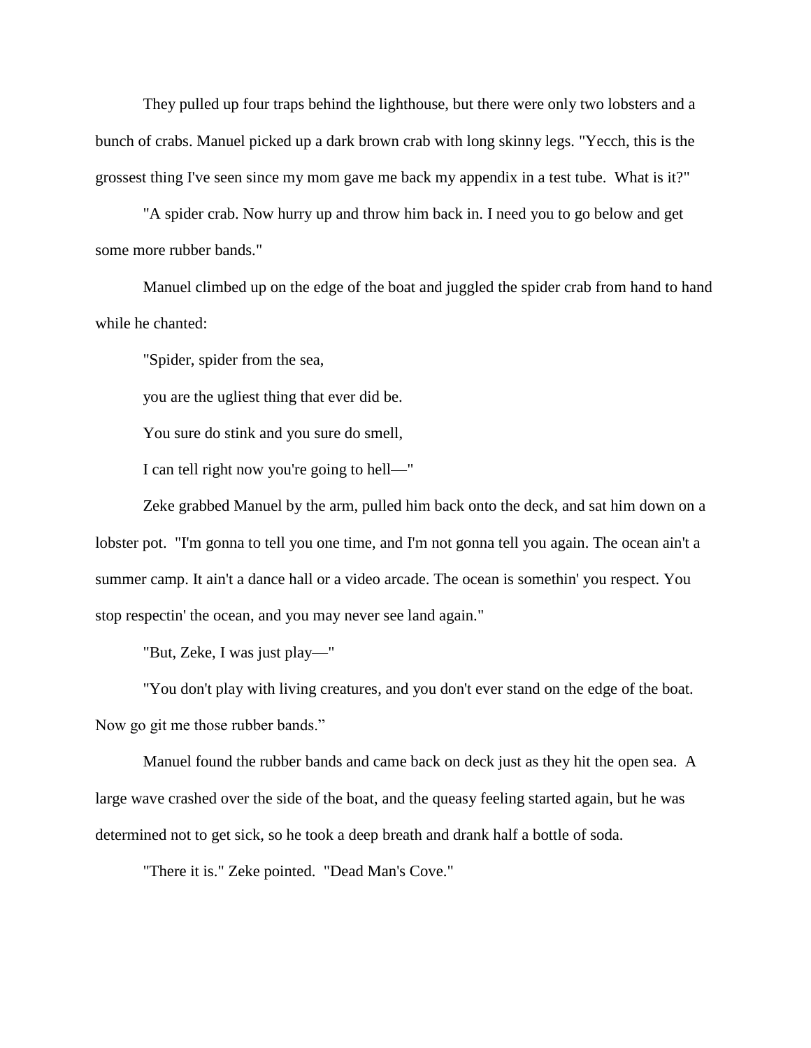They pulled up four traps behind the lighthouse, but there were only two lobsters and a bunch of crabs. Manuel picked up a dark brown crab with long skinny legs. "Yecch, this is the grossest thing I've seen since my mom gave me back my appendix in a test tube. What is it?"

"A spider crab. Now hurry up and throw him back in. I need you to go below and get some more rubber bands."

Manuel climbed up on the edge of the boat and juggled the spider crab from hand to hand while he chanted:

"Spider, spider from the sea,

you are the ugliest thing that ever did be.

You sure do stink and you sure do smell,

I can tell right now you're going to hell—"

Zeke grabbed Manuel by the arm, pulled him back onto the deck, and sat him down on a lobster pot. "I'm gonna to tell you one time, and I'm not gonna tell you again. The ocean ain't a summer camp. It ain't a dance hall or a video arcade. The ocean is somethin' you respect. You stop respectin' the ocean, and you may never see land again."

"But, Zeke, I was just play—"

"You don't play with living creatures, and you don't ever stand on the edge of the boat. Now go git me those rubber bands."

Manuel found the rubber bands and came back on deck just as they hit the open sea. A large wave crashed over the side of the boat, and the queasy feeling started again, but he was determined not to get sick, so he took a deep breath and drank half a bottle of soda.

"There it is." Zeke pointed. "Dead Man's Cove."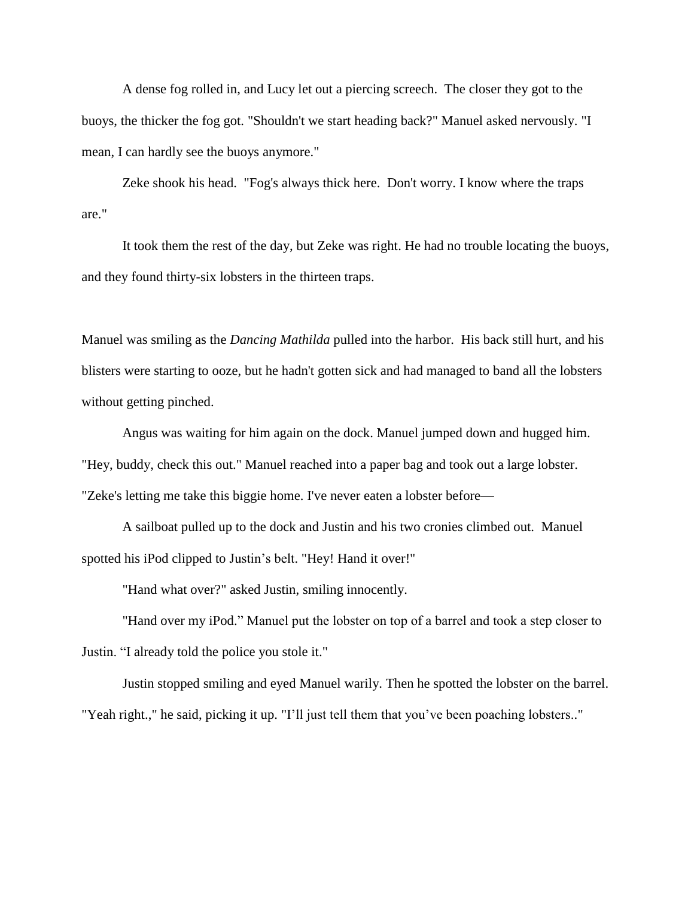A dense fog rolled in, and Lucy let out a piercing screech. The closer they got to the buoys, the thicker the fog got. "Shouldn't we start heading back?" Manuel asked nervously. "I mean, I can hardly see the buoys anymore."

Zeke shook his head. "Fog's always thick here. Don't worry. I know where the traps are."

It took them the rest of the day, but Zeke was right. He had no trouble locating the buoys, and they found thirty-six lobsters in the thirteen traps.

Manuel was smiling as the *Dancing Mathilda* pulled into the harbor. His back still hurt, and his blisters were starting to ooze, but he hadn't gotten sick and had managed to band all the lobsters without getting pinched.

Angus was waiting for him again on the dock. Manuel jumped down and hugged him. "Hey, buddy, check this out." Manuel reached into a paper bag and took out a large lobster. "Zeke's letting me take this biggie home. I've never eaten a lobster before—

A sailboat pulled up to the dock and Justin and his two cronies climbed out. Manuel spotted his iPod clipped to Justin's belt. "Hey! Hand it over!"

"Hand what over?" asked Justin, smiling innocently.

"Hand over my iPod." Manuel put the lobster on top of a barrel and took a step closer to Justin. "I already told the police you stole it."

Justin stopped smiling and eyed Manuel warily. Then he spotted the lobster on the barrel. "Yeah right.," he said, picking it up. "I'll just tell them that you've been poaching lobsters.."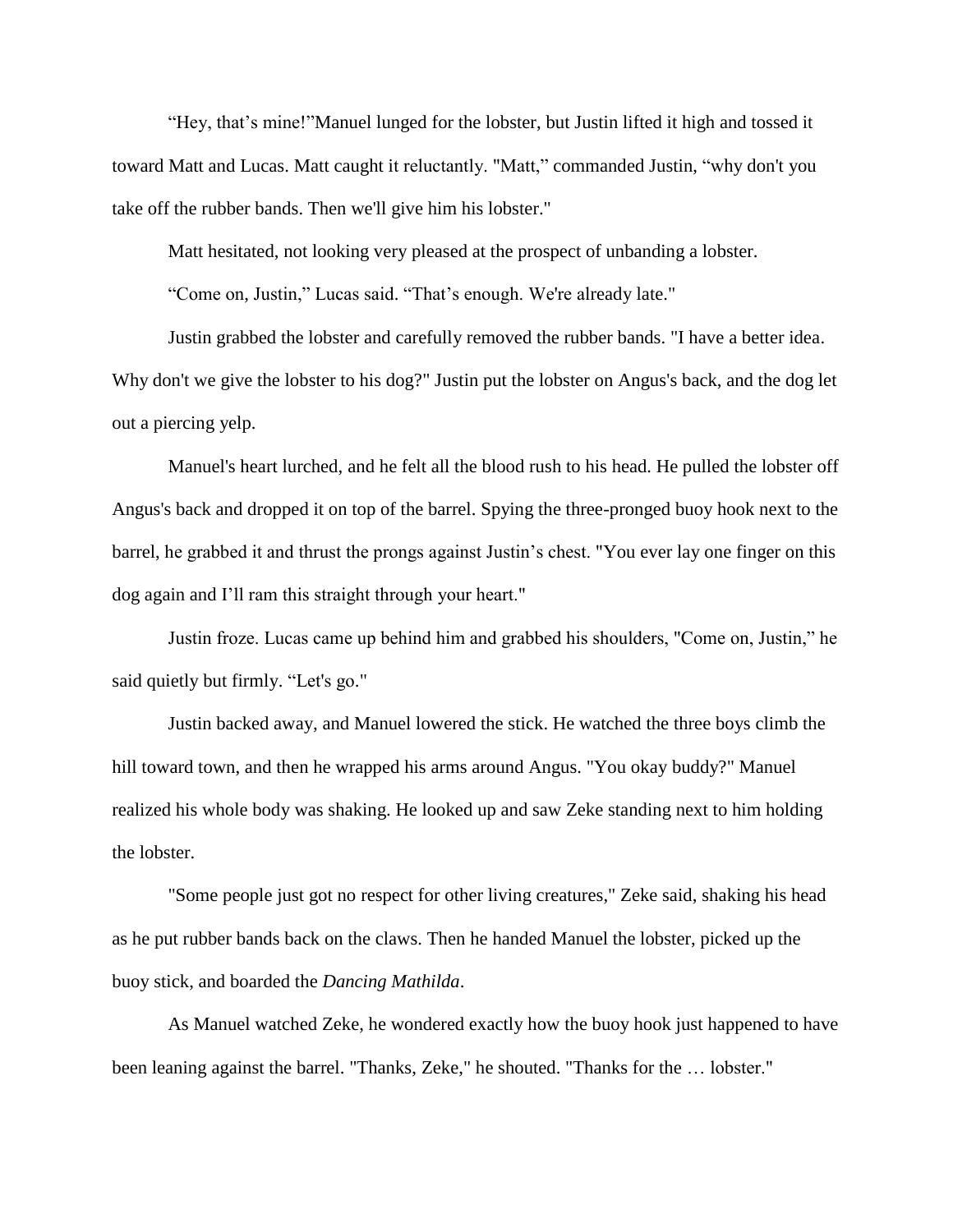“Hey, that’s mine!”Manuel lunged for the lobster, but Justin lifted it high and tossed it toward Matt and Lucas. Matt caught it reluctantly. "Matt,” commanded Justin, “why don't you take off the rubber bands. Then we'll give him his lobster."

Matt hesitated, not looking very pleased at the prospect of unbanding a lobster.

“Come on, Justin,” Lucas said. “That’s enough. We're already late."

Justin grabbed the lobster and carefully removed the rubber bands. "I have a better idea. Why don't we give the lobster to his dog?" Justin put the lobster on Angus's back, and the dog let out a piercing yelp.

Manuel's heart lurched, and he felt all the blood rush to his head. He pulled the lobster off Angus's back and dropped it on top of the barrel. Spying the three-pronged buoy hook next to the barrel, he grabbed it and thrust the prongs against Justin’s chest. "You ever lay one finger on this dog again and I’ll ram this straight through your heart."

Justin froze. Lucas came up behind him and grabbed his shoulders, "Come on, Justin,” he said quietly but firmly. “Let's go."

Justin backed away, and Manuel lowered the stick. He watched the three boys climb the hill toward town, and then he wrapped his arms around Angus. "You okay buddy?" Manuel realized his whole body was shaking. He looked up and saw Zeke standing next to him holding the lobster.

"Some people just got no respect for other living creatures," Zeke said, shaking his head as he put rubber bands back on the claws. Then he handed Manuel the lobster, picked up the buoy stick, and boarded the *Dancing Mathilda*.

As Manuel watched Zeke, he wondered exactly how the buoy hook just happened to have been leaning against the barrel. "Thanks, Zeke," he shouted. "Thanks for the … lobster."